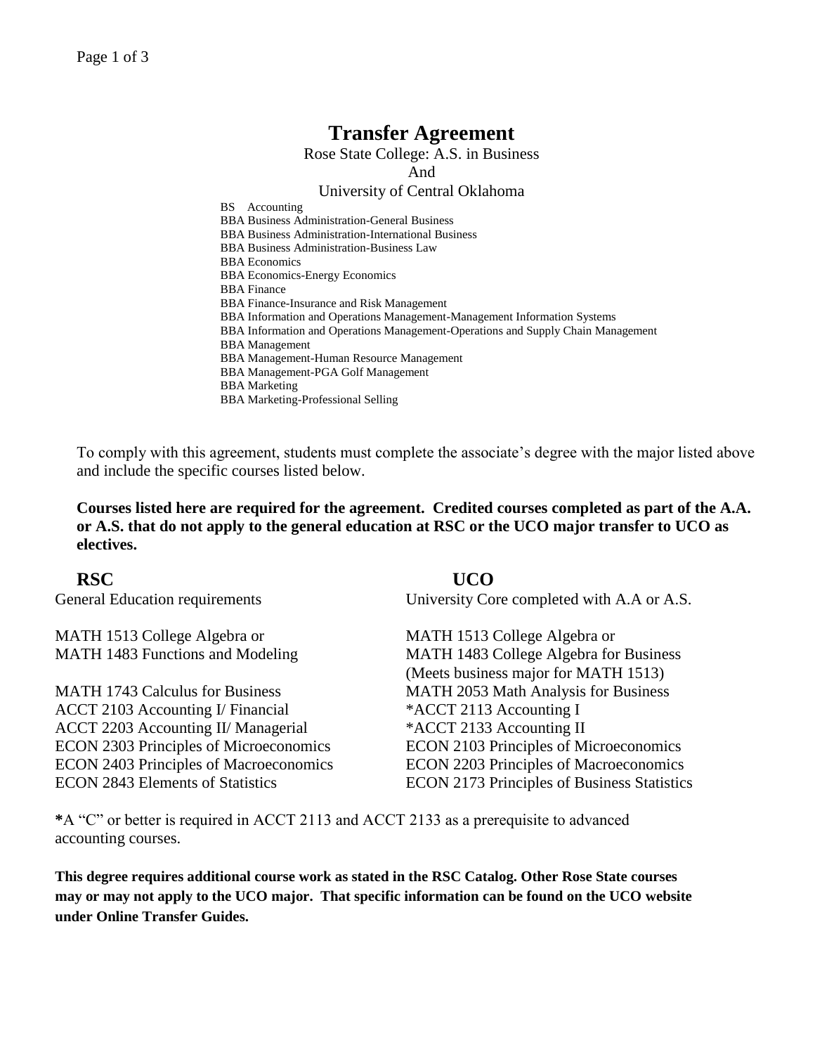# Transfer Agreement

Rose State College: A.S. in Business

And

University of Central Oklahoma

BS Accounting
BBA Business Administration-General Business
BBA Business Administration-International Business
BBA Business Administration-Business Law
BBA Economics
BBA Economics-Energy Economics
BBA Finance
BBA Finance-Insurance and Risk Management
BBA Information and Operations Management-Management Information Systems
BBA Information and Operations Management-Operations and Supply Chain Management
BBA Management
BBA Management-Human Resource Management
BBA Management-PGA Golf Management
BBA Marketing
BBA Marketing-Professional Selling

To comply with this agreement, students must complete the associate's degree with the major listed above and include the specific courses listed below.

**Courses listed here are required for the agreement. Credited courses completed as part of the A.A. or A.S. that do not apply to the general education at RSC or the UCO major transfer to UCO as electives.**

| RSC | UCO |
|---|---|
| General Education requirements | University Core completed with A.A or A.S. |
| MATH 1513 College Algebra or<br>MATH 1483 Functions and Modeling | MATH 1513 College Algebra or<br>MATH 1483 College Algebra for Business<br>(Meets business major for MATH 1513) |
| MATH 1743 Calculus for Business | MATH 2053 Math Analysis for Business |
| ACCT 2103 Accounting I/ Financial | *ACCT 2113 Accounting I |
| ACCT 2203 Accounting II/ Managerial | *ACCT 2133 Accounting II |
| ECON 2303 Principles of Microeconomics | ECON 2103 Principles of Microeconomics |
| ECON 2403 Principles of Macroeconomics | ECON 2203 Principles of Macroeconomics |
| ECON 2843 Elements of Statistics | ECON 2173 Principles of Business Statistics |

***A** "C" or better is required in ACCT 2113 and ACCT 2133 as a prerequisite to advanced accounting courses.

**This degree requires additional course work as stated in the RSC Catalog. Other Rose State courses may or may not apply to the UCO major. That specific information can be found on the UCO website under Online Transfer Guides.**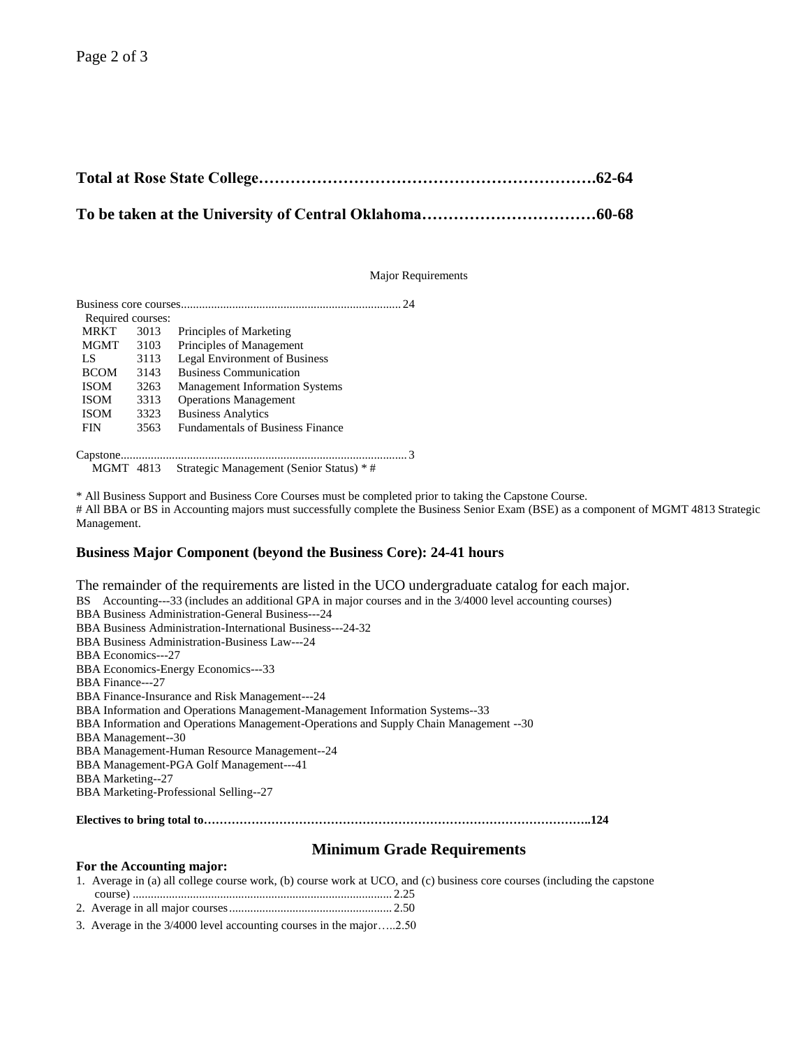**Total at Rose State College……………………………………………………….62-64**

**To be taken at the University of Central Oklahoma……………………………60-68**

Major Requirements

Business core courses........................................................................ 24

Required courses:

| | | |
|---|---|---|
| MRKT | 3013 | Principles of Marketing |
| MGMT | 3103 | Principles of Management |
| LS | 3113 | Legal Environment of Business |
| BCOM | 3143 | Business Communication |
| ISOM | 3263 | Management Information Systems |
| ISOM | 3313 | Operations Management |
| ISOM | 3323 | Business Analytics |
| FIN | 3563 | Fundamentals of Business Finance |

Capstone................................................................................................ 3

MGMT 4813 Strategic Management (Senior Status) * #

* All Business Support and Business Core Courses must be completed prior to taking the Capstone Course.

# All BBA or BS in Accounting majors must successfully complete the Business Senior Exam (BSE) as a component of MGMT 4813 Strategic Management.

### Business Major Component (beyond the Business Core): 24-41 hours

The remainder of the requirements are listed in the UCO undergraduate catalog for each major.

BS Accounting---33 (includes an additional GPA in major courses and in the 3/4000 level accounting courses)
BBA Business Administration-General Business---24
BBA Business Administration-International Business---24-32
BBA Business Administration-Business Law---24
BBA Economics---27
BBA Economics-Energy Economics---33
BBA Finance---27
BBA Finance-Insurance and Risk Management---24
BBA Information and Operations Management-Management Information Systems--33
BBA Information and Operations Management-Operations and Supply Chain Management --30
BBA Management--30
BBA Management-Human Resource Management--24
BBA Management-PGA Golf Management---41
BBA Marketing--27
BBA Marketing-Professional Selling--27

**Electives to bring total to……………………………………………………………………………………..124**

## Minimum Grade Requirements

**For the Accounting major:**

1. Average in (a) all college course work, (b) course work at UCO, and (c) business core courses (including the capstone course) ...................................................................................... 2.25
2. Average in all major courses...................................................... 2.50
3. Average in the 3/4000 level accounting courses in the major…..2.50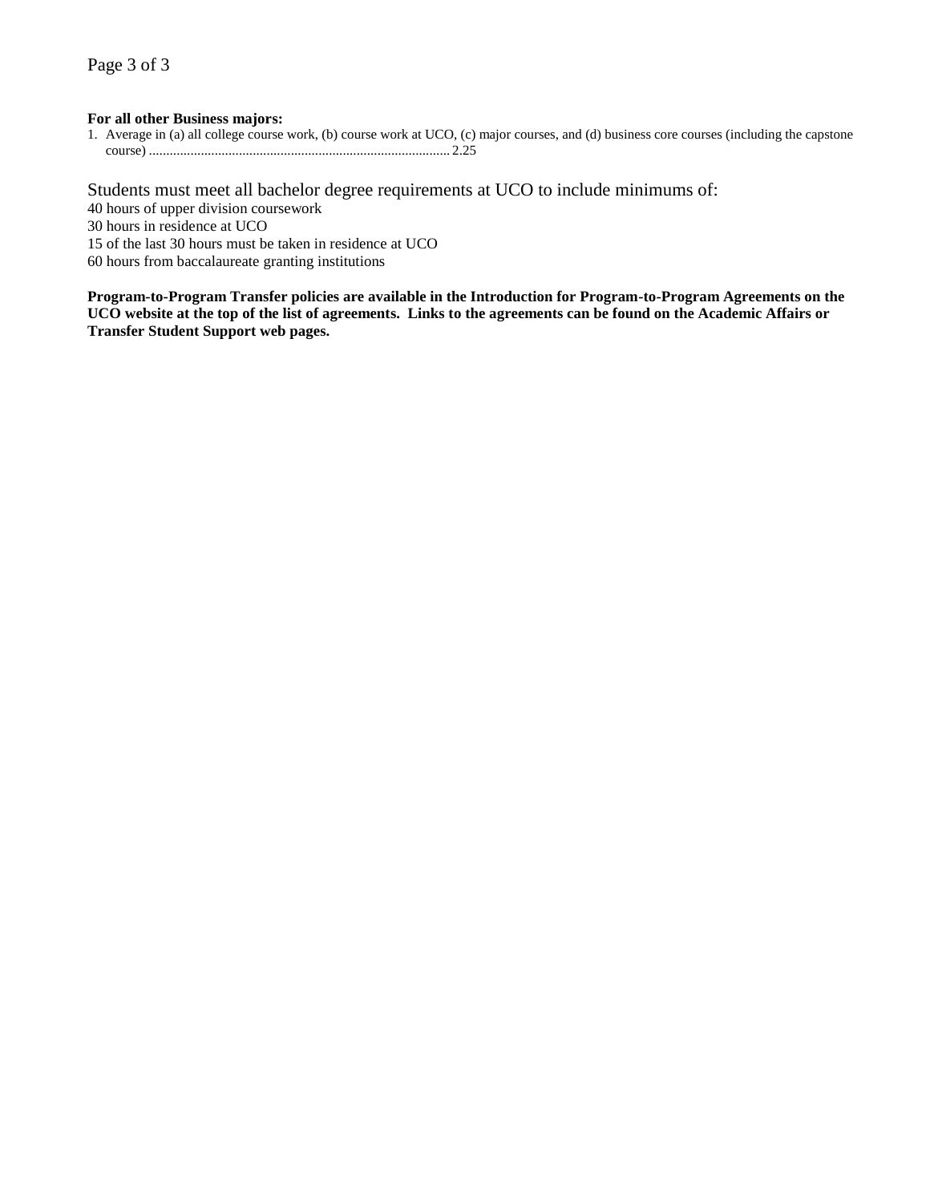**For all other Business majors:**

1. Average in (a) all college course work, (b) course work at UCO, (c) major courses, and (d) business core courses (including the capstone course) ........................................................................................ 2.25

Students must meet all bachelor degree requirements at UCO to include minimums of:

40 hours of upper division coursework
30 hours in residence at UCO
15 of the last 30 hours must be taken in residence at UCO
60 hours from baccalaureate granting institutions

**Program-to-Program Transfer policies are available in the Introduction for Program-to-Program Agreements on the UCO website at the top of the list of agreements. Links to the agreements can be found on the Academic Affairs or Transfer Student Support web pages.**